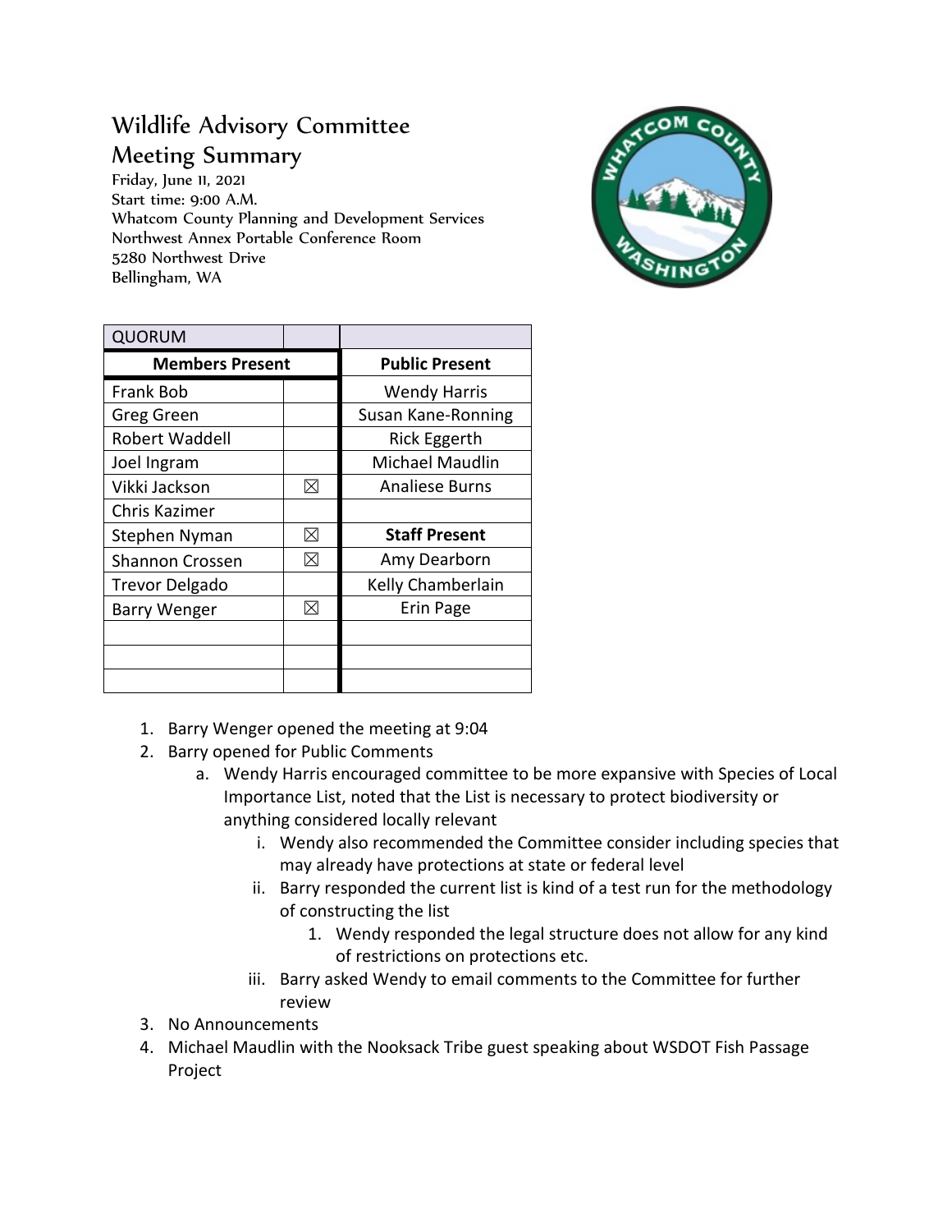# Wildlife Advisory Committee
## Meeting Summary

Friday, June 11, 2021
Start time: 9:00 A.M.
Whatcom County Planning and Development Services
Northwest Annex Portable Conference Room
5280 Northwest Drive
Bellingham, WA

| QUORUM | | |
|---|---|---|
| **Members Present** | | **Public Present** |
| Frank Bob | | Wendy Harris |
| Greg Green | | Susan Kane-Ronning |
| Robert Waddell | | Rick Eggerth |
| Joel Ingram | | Michael Maudlin |
| Vikki Jackson | ☒ | Analiese Burns |
| Chris Kazimer | | |
| Stephen Nyman | ☒ | **Staff Present** |
| Shannon Crossen | ☒ | Amy Dearborn |
| Trevor Delgado | | Kelly Chamberlain |
| Barry Wenger | ☒ | Erin Page |
| | | |
| | | |
| | | |

1. Barry Wenger opened the meeting at 9:04
2. Barry opened for Public Comments
   a. Wendy Harris encouraged committee to be more expansive with Species of Local Importance List, noted that the List is necessary to protect biodiversity or anything considered locally relevant
      i. Wendy also recommended the Committee consider including species that may already have protections at state or federal level
      ii. Barry responded the current list is kind of a test run for the methodology of constructing the list
         1. Wendy responded the legal structure does not allow for any kind of restrictions on protections etc.
      iii. Barry asked Wendy to email comments to the Committee for further review
3. No Announcements
4. Michael Maudlin with the Nooksack Tribe guest speaking about WSDOT Fish Passage Project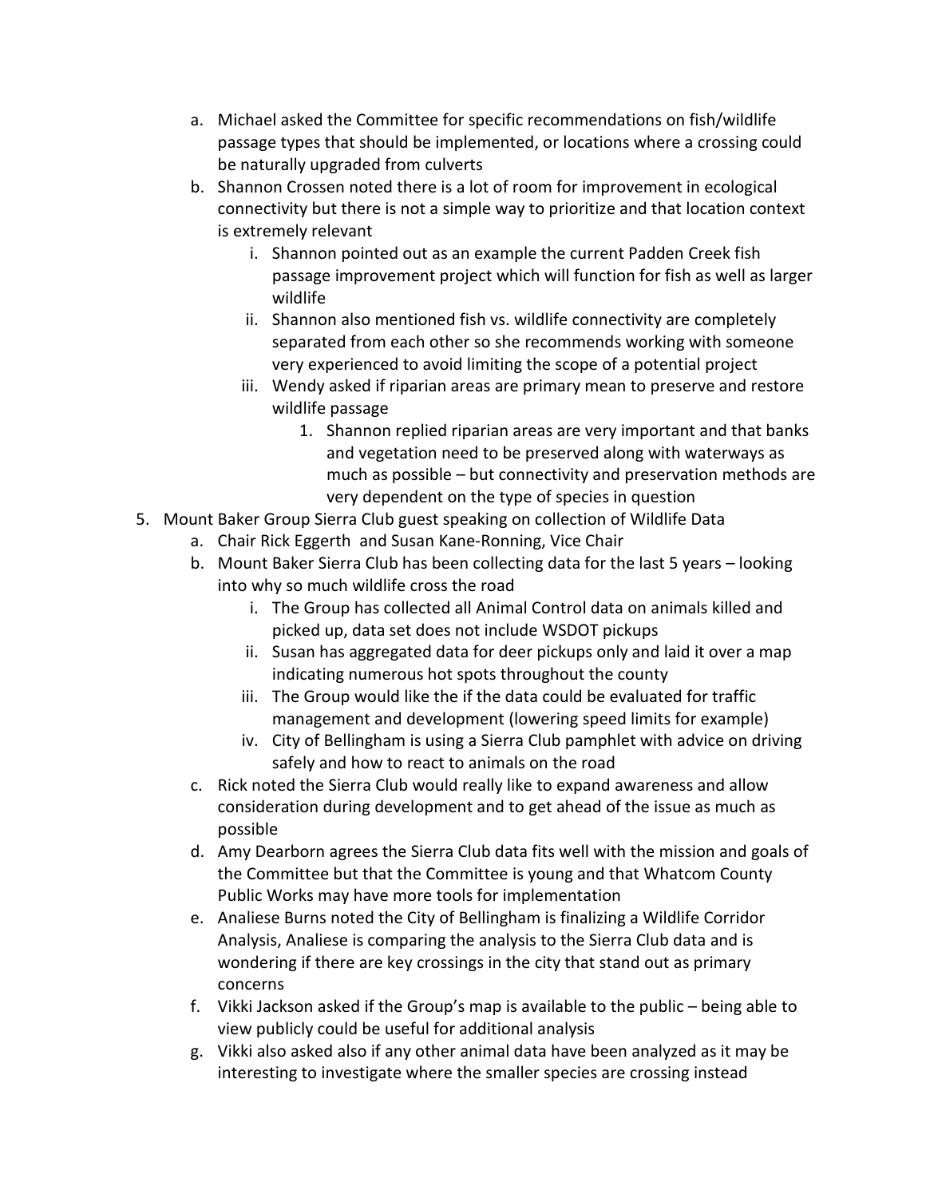a. Michael asked the Committee for specific recommendations on fish/wildlife passage types that should be implemented, or locations where a crossing could be naturally upgraded from culverts
   b. Shannon Crossen noted there is a lot of room for improvement in ecological connectivity but there is not a simple way to prioritize and that location context is extremely relevant
      i. Shannon pointed out as an example the current Padden Creek fish passage improvement project which will function for fish as well as larger wildlife
      ii. Shannon also mentioned fish vs. wildlife connectivity are completely separated from each other so she recommends working with someone very experienced to avoid limiting the scope of a potential project
      iii. Wendy asked if riparian areas are primary mean to preserve and restore wildlife passage
         1. Shannon replied riparian areas are very important and that banks and vegetation need to be preserved along with waterways as much as possible – but connectivity and preservation methods are very dependent on the type of species in question

5. Mount Baker Group Sierra Club guest speaking on collection of Wildlife Data
   a. Chair Rick Eggerth  and Susan Kane-Ronning, Vice Chair
   b. Mount Baker Sierra Club has been collecting data for the last 5 years – looking into why so much wildlife cross the road
      i. The Group has collected all Animal Control data on animals killed and picked up, data set does not include WSDOT pickups
      ii. Susan has aggregated data for deer pickups only and laid it over a map indicating numerous hot spots throughout the county
      iii. The Group would like the if the data could be evaluated for traffic management and development (lowering speed limits for example)
      iv. City of Bellingham is using a Sierra Club pamphlet with advice on driving safely and how to react to animals on the road
   c. Rick noted the Sierra Club would really like to expand awareness and allow consideration during development and to get ahead of the issue as much as possible
   d. Amy Dearborn agrees the Sierra Club data fits well with the mission and goals of the Committee but that the Committee is young and that Whatcom County Public Works may have more tools for implementation
   e. Analiese Burns noted the City of Bellingham is finalizing a Wildlife Corridor Analysis, Analiese is comparing the analysis to the Sierra Club data and is wondering if there are key crossings in the city that stand out as primary concerns
   f. Vikki Jackson asked if the Group's map is available to the public – being able to view publicly could be useful for additional analysis
   g. Vikki also asked also if any other animal data have been analyzed as it may be interesting to investigate where the smaller species are crossing instead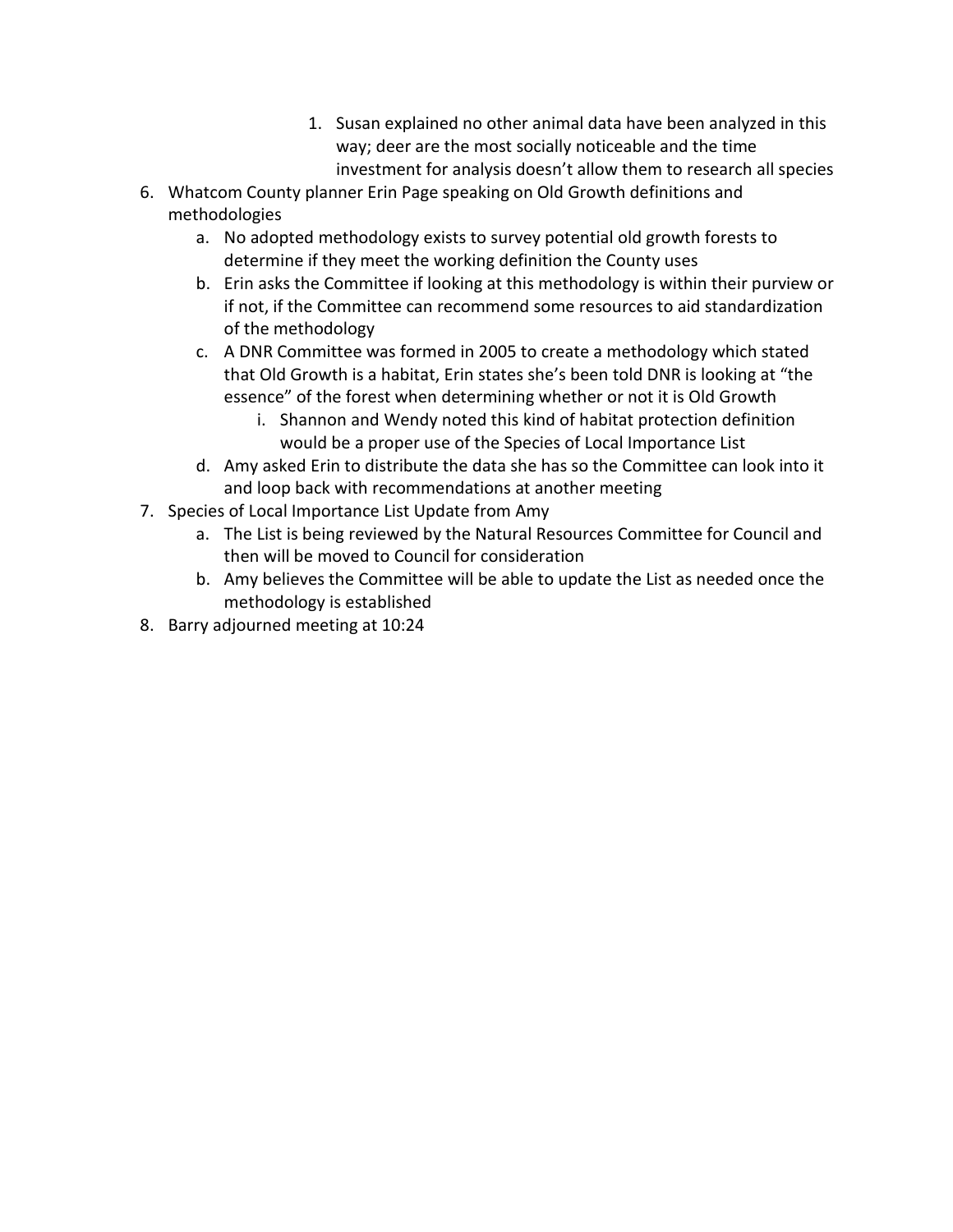1. Susan explained no other animal data have been analyzed in this way; deer are the most socially noticeable and the time investment for analysis doesn't allow them to research all species

6. Whatcom County planner Erin Page speaking on Old Growth definitions and methodologies
    a. No adopted methodology exists to survey potential old growth forests to determine if they meet the working definition the County uses
    b. Erin asks the Committee if looking at this methodology is within their purview or if not, if the Committee can recommend some resources to aid standardization of the methodology
    c. A DNR Committee was formed in 2005 to create a methodology which stated that Old Growth is a habitat, Erin states she's been told DNR is looking at "the essence" of the forest when determining whether or not it is Old Growth
        i. Shannon and Wendy noted this kind of habitat protection definition would be a proper use of the Species of Local Importance List
    d. Amy asked Erin to distribute the data she has so the Committee can look into it and loop back with recommendations at another meeting
7. Species of Local Importance List Update from Amy
    a. The List is being reviewed by the Natural Resources Committee for Council and then will be moved to Council for consideration
    b. Amy believes the Committee will be able to update the List as needed once the methodology is established
8. Barry adjourned meeting at 10:24